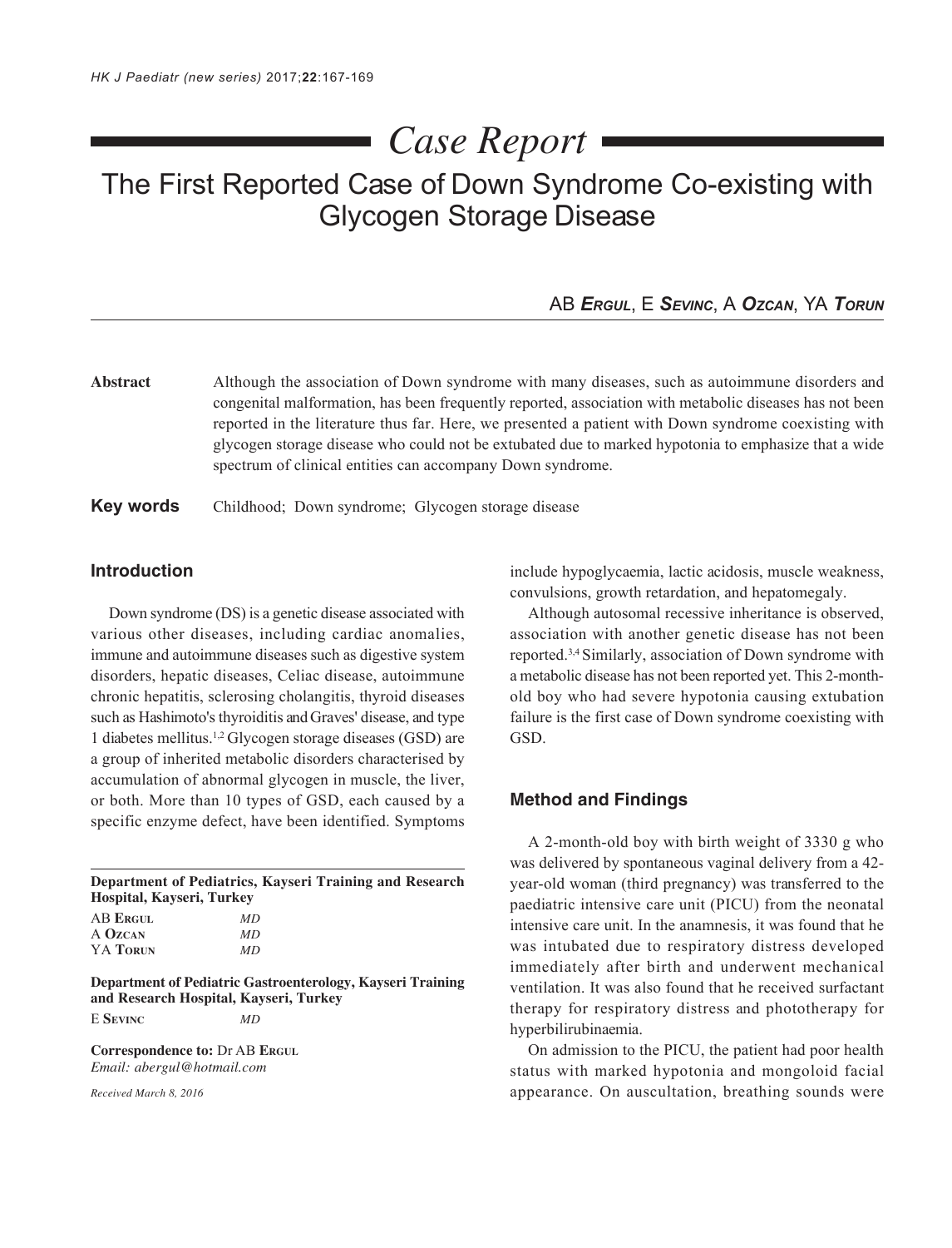*Case Report*

# The First Reported Case of Down Syndrome Co-existing with Glycogen Storage Disease

AB **Ergul**, E **Sevinc**, A **Ozcan**, YA **Torun**

**Abstract** Although the association of Down syndrome with many diseases, such as autoimmune disorders and congenital malformation, has been frequently reported, association with metabolic diseases has not been reported in the literature thus far. Here, we presented a patient with Down syndrome coexisting with glycogen storage disease who could not be extubated due to marked hypotonia to emphasize that a wide spectrum of clinical entities can accompany Down syndrome.

**Key words** Childhood; Down syndrome; Glycogen storage disease

## Introduction

Down syndrome (DS) is a genetic disease associated with various other diseases, including cardiac anomalies, immune and autoimmune diseases such as digestive system disorders, hepatic diseases, Celiac disease, autoimmune chronic hepatitis, sclerosing cholangitis, thyroid diseases such as Hashimoto's thyroiditis and Graves' disease, and type 1 diabetes mellitus.[1,2] Glycogen storage diseases (GSD) are a group of inherited metabolic disorders characterised by accumulation of abnormal glycogen in muscle, the liver, or both. More than 10 types of GSD, each caused by a specific enzyme defect, have been identified. Symptoms include hypoglycaemia, lactic acidosis, muscle weakness, convulsions, growth retardation, and hepatomegaly.

Although autosomal recessive inheritance is observed, association with another genetic disease has not been reported.[3,4] Similarly, association of Down syndrome with a metabolic disease has not been reported yet. This 2-month-old boy who had severe hypotonia causing extubation failure is the first case of Down syndrome coexisting with GSD.

**Department of Pediatrics, Kayseri Training and Research Hospital, Kayseri, Turkey**

AB **Ergul** *MD*
A **Ozcan** *MD*
YA **Torun** *MD*

**Department of Pediatric Gastroenterology, Kayseri Training and Research Hospital, Kayseri, Turkey**

E **Sevinc** *MD*

**Correspondence to:** Dr AB **Ergul**
*Email: abergul@hotmail.com*

*Received March 8, 2016*

## Method and Findings

A 2-month-old boy with birth weight of 3330 g who was delivered by spontaneous vaginal delivery from a 42-year-old woman (third pregnancy) was transferred to the paediatric intensive care unit (PICU) from the neonatal intensive care unit. In the anamnesis, it was found that he was intubated due to respiratory distress developed immediately after birth and underwent mechanical ventilation. It was also found that he received surfactant therapy for respiratory distress and phototherapy for hyperbilirubinaemia.

On admission to the PICU, the patient had poor health status with marked hypotonia and mongoloid facial appearance. On auscultation, breathing sounds were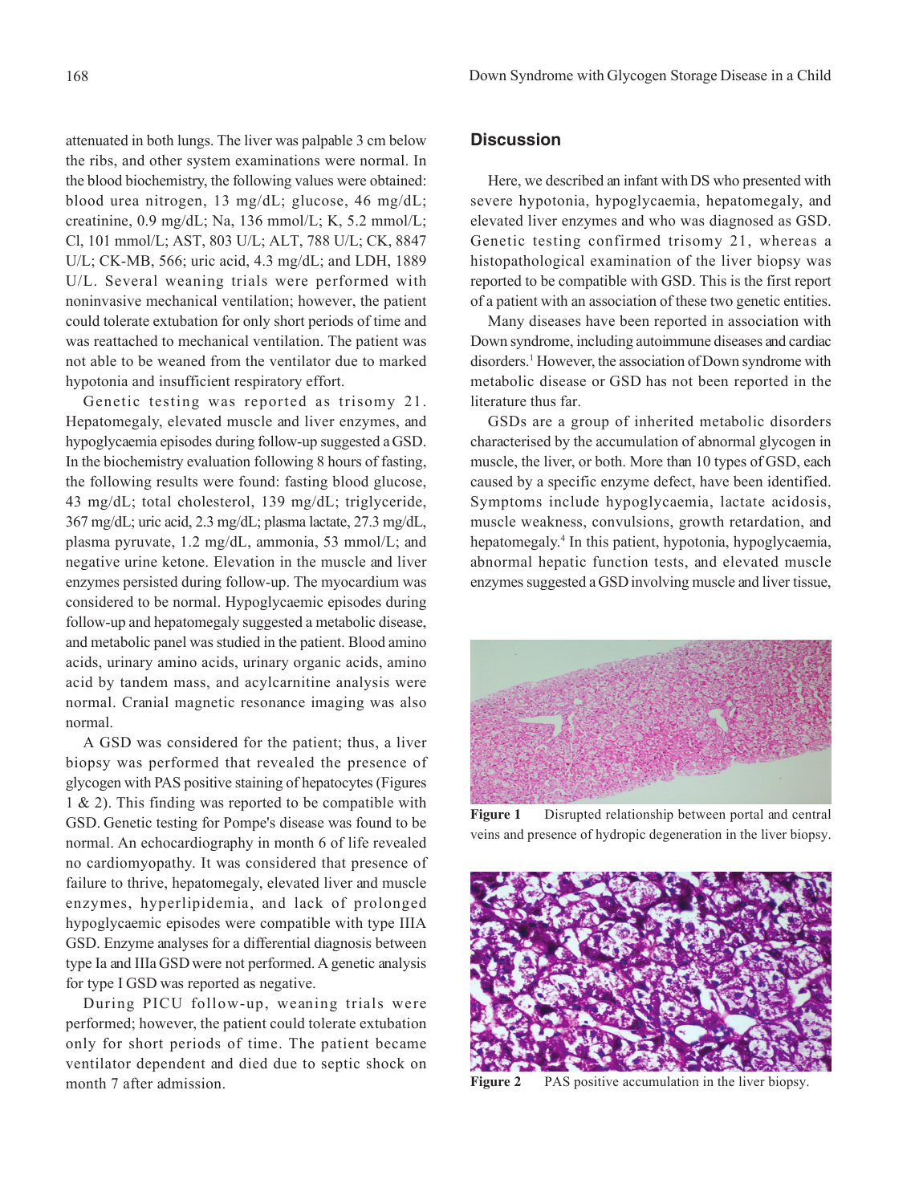attenuated in both lungs. The liver was palpable 3 cm below the ribs, and other system examinations were normal. In the blood biochemistry, the following values were obtained: blood urea nitrogen, 13 mg/dL; glucose, 46 mg/dL; creatinine, 0.9 mg/dL; Na, 136 mmol/L; K, 5.2 mmol/L; Cl, 101 mmol/L; AST, 803 U/L; ALT, 788 U/L; CK, 8847 U/L; CK-MB, 566; uric acid, 4.3 mg/dL; and LDH, 1889 U/L. Several weaning trials were performed with noninvasive mechanical ventilation; however, the patient could tolerate extubation for only short periods of time and was reattached to mechanical ventilation. The patient was not able to be weaned from the ventilator due to marked hypotonia and insufficient respiratory effort.

Genetic testing was reported as trisomy 21. Hepatomegaly, elevated muscle and liver enzymes, and hypoglycaemia episodes during follow-up suggested a GSD. In the biochemistry evaluation following 8 hours of fasting, the following results were found: fasting blood glucose, 43 mg/dL; total cholesterol, 139 mg/dL; triglyceride, 367 mg/dL; uric acid, 2.3 mg/dL; plasma lactate, 27.3 mg/dL, plasma pyruvate, 1.2 mg/dL, ammonia, 53 mmol/L; and negative urine ketone. Elevation in the muscle and liver enzymes persisted during follow-up. The myocardium was considered to be normal. Hypoglycaemic episodes during follow-up and hepatomegaly suggested a metabolic disease, and metabolic panel was studied in the patient. Blood amino acids, urinary amino acids, urinary organic acids, amino acid by tandem mass, and acylcarnitine analysis were normal. Cranial magnetic resonance imaging was also normal.

A GSD was considered for the patient; thus, a liver biopsy was performed that revealed the presence of glycogen with PAS positive staining of hepatocytes (Figures 1 & 2). This finding was reported to be compatible with GSD. Genetic testing for Pompe's disease was found to be normal. An echocardiography in month 6 of life revealed no cardiomyopathy. It was considered that presence of failure to thrive, hepatomegaly, elevated liver and muscle enzymes, hyperlipidemia, and lack of prolonged hypoglycaemic episodes were compatible with type IIIA GSD. Enzyme analyses for a differential diagnosis between type Ia and IIIa GSD were not performed. A genetic analysis for type I GSD was reported as negative.

During PICU follow-up, weaning trials were performed; however, the patient could tolerate extubation only for short periods of time. The patient became ventilator dependent and died due to septic shock on month 7 after admission.

## Discussion

Here, we described an infant with DS who presented with severe hypotonia, hypoglycaemia, hepatomegaly, and elevated liver enzymes and who was diagnosed as GSD. Genetic testing confirmed trisomy 21, whereas a histopathological examination of the liver biopsy was reported to be compatible with GSD. This is the first report of a patient with an association of these two genetic entities.

Many diseases have been reported in association with Down syndrome, including autoimmune diseases and cardiac disorders.[1] However, the association of Down syndrome with metabolic disease or GSD has not been reported in the literature thus far.

GSDs are a group of inherited metabolic disorders characterised by the accumulation of abnormal glycogen in muscle, the liver, or both. More than 10 types of GSD, each caused by a specific enzyme defect, have been identified. Symptoms include hypoglycaemia, lactate acidosis, muscle weakness, convulsions, growth retardation, and hepatomegaly.[4] In this patient, hypotonia, hypoglycaemia, abnormal hepatic function tests, and elevated muscle enzymes suggested a GSD involving muscle and liver tissue,

**Figure 1** Disrupted relationship between portal and central veins and presence of hydropic degeneration in the liver biopsy.

**Figure 2** PAS positive accumulation in the liver biopsy.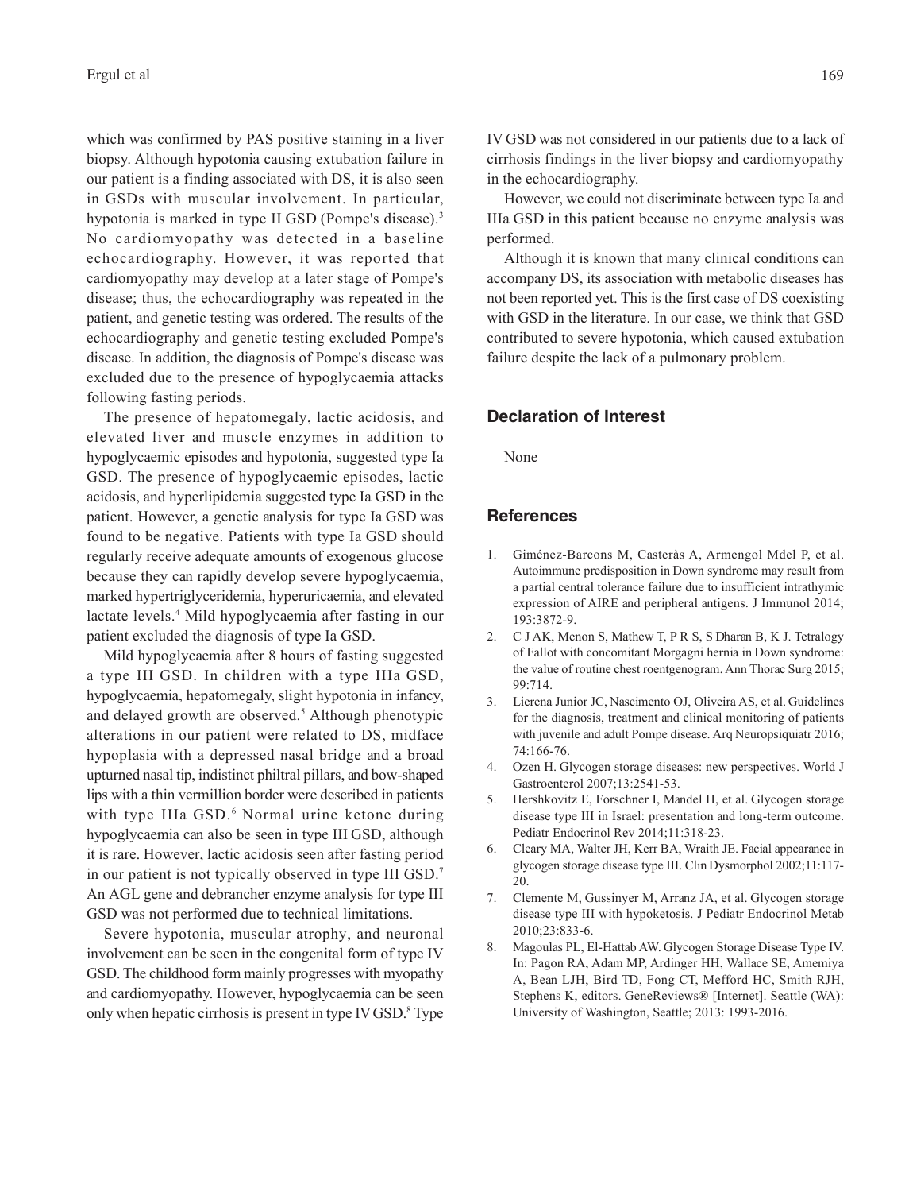which was confirmed by PAS positive staining in a liver biopsy. Although hypotonia causing extubation failure in our patient is a finding associated with DS, it is also seen in GSDs with muscular involvement. In particular, hypotonia is marked in type II GSD (Pompe's disease).[3] No cardiomyopathy was detected in a baseline echocardiography. However, it was reported that cardiomyopathy may develop at a later stage of Pompe's disease; thus, the echocardiography was repeated in the patient, and genetic testing was ordered. The results of the echocardiography and genetic testing excluded Pompe's disease. In addition, the diagnosis of Pompe's disease was excluded due to the presence of hypoglycaemia attacks following fasting periods.

The presence of hepatomegaly, lactic acidosis, and elevated liver and muscle enzymes in addition to hypoglycaemic episodes and hypotonia, suggested type Ia GSD. The presence of hypoglycaemic episodes, lactic acidosis, and hyperlipidemia suggested type Ia GSD in the patient. However, a genetic analysis for type Ia GSD was found to be negative. Patients with type Ia GSD should regularly receive adequate amounts of exogenous glucose because they can rapidly develop severe hypoglycaemia, marked hypertriglyceridemia, hyperuricaemia, and elevated lactate levels.[4] Mild hypoglycaemia after fasting in our patient excluded the diagnosis of type Ia GSD.

Mild hypoglycaemia after 8 hours of fasting suggested a type III GSD. In children with a type IIIa GSD, hypoglycaemia, hepatomegaly, slight hypotonia in infancy, and delayed growth are observed.[5] Although phenotypic alterations in our patient were related to DS, midface hypoplasia with a depressed nasal bridge and a broad upturned nasal tip, indistinct philtral pillars, and bow-shaped lips with a thin vermillion border were described in patients with type IIIa GSD.[6] Normal urine ketone during hypoglycaemia can also be seen in type III GSD, although it is rare. However, lactic acidosis seen after fasting period in our patient is not typically observed in type III GSD.[7] An AGL gene and debrancher enzyme analysis for type III GSD was not performed due to technical limitations.

Severe hypotonia, muscular atrophy, and neuronal involvement can be seen in the congenital form of type IV GSD. The childhood form mainly progresses with myopathy and cardiomyopathy. However, hypoglycaemia can be seen only when hepatic cirrhosis is present in type IV GSD.[8] Type IV GSD was not considered in our patients due to a lack of cirrhosis findings in the liver biopsy and cardiomyopathy in the echocardiography.

However, we could not discriminate between type Ia and IIIa GSD in this patient because no enzyme analysis was performed.

Although it is known that many clinical conditions can accompany DS, its association with metabolic diseases has not been reported yet. This is the first case of DS coexisting with GSD in the literature. In our case, we think that GSD contributed to severe hypotonia, which caused extubation failure despite the lack of a pulmonary problem.

## Declaration of Interest

None

## References

1. Giménez-Barcons M, Casteràs A, Armengol Mdel P, et al. Autoimmune predisposition in Down syndrome may result from a partial central tolerance failure due to insufficient intrathymic expression of AIRE and peripheral antigens. J Immunol 2014; 193:3872-9.
2. C J AK, Menon S, Mathew T, P R S, S Dharan B, K J. Tetralogy of Fallot with concomitant Morgagni hernia in Down syndrome: the value of routine chest roentgenogram. Ann Thorac Surg 2015; 99:714.
3. Lierena Junior JC, Nascimento OJ, Oliveira AS, et al. Guidelines for the diagnosis, treatment and clinical monitoring of patients with juvenile and adult Pompe disease. Arq Neuropsiquiatr 2016; 74:166-76.
4. Ozen H. Glycogen storage diseases: new perspectives. World J Gastroenterol 2007;13:2541-53.
5. Hershkovitz E, Forschner I, Mandel H, et al. Glycogen storage disease type III in Israel: presentation and long-term outcome. Pediatr Endocrinol Rev 2014;11:318-23.
6. Cleary MA, Walter JH, Kerr BA, Wraith JE. Facial appearance in glycogen storage disease type III. Clin Dysmorphol 2002;11:117-20.
7. Clemente M, Gussinyer M, Arranz JA, et al. Glycogen storage disease type III with hypoketosis. J Pediatr Endocrinol Metab 2010;23:833-6.
8. Magoulas PL, El-Hattab AW. Glycogen Storage Disease Type IV. In: Pagon RA, Adam MP, Ardinger HH, Wallace SE, Amemiya A, Bean LJH, Bird TD, Fong CT, Mefford HC, Smith RJH, Stephens K, editors. GeneReviews® [Internet]. Seattle (WA): University of Washington, Seattle; 2013: 1993-2016.